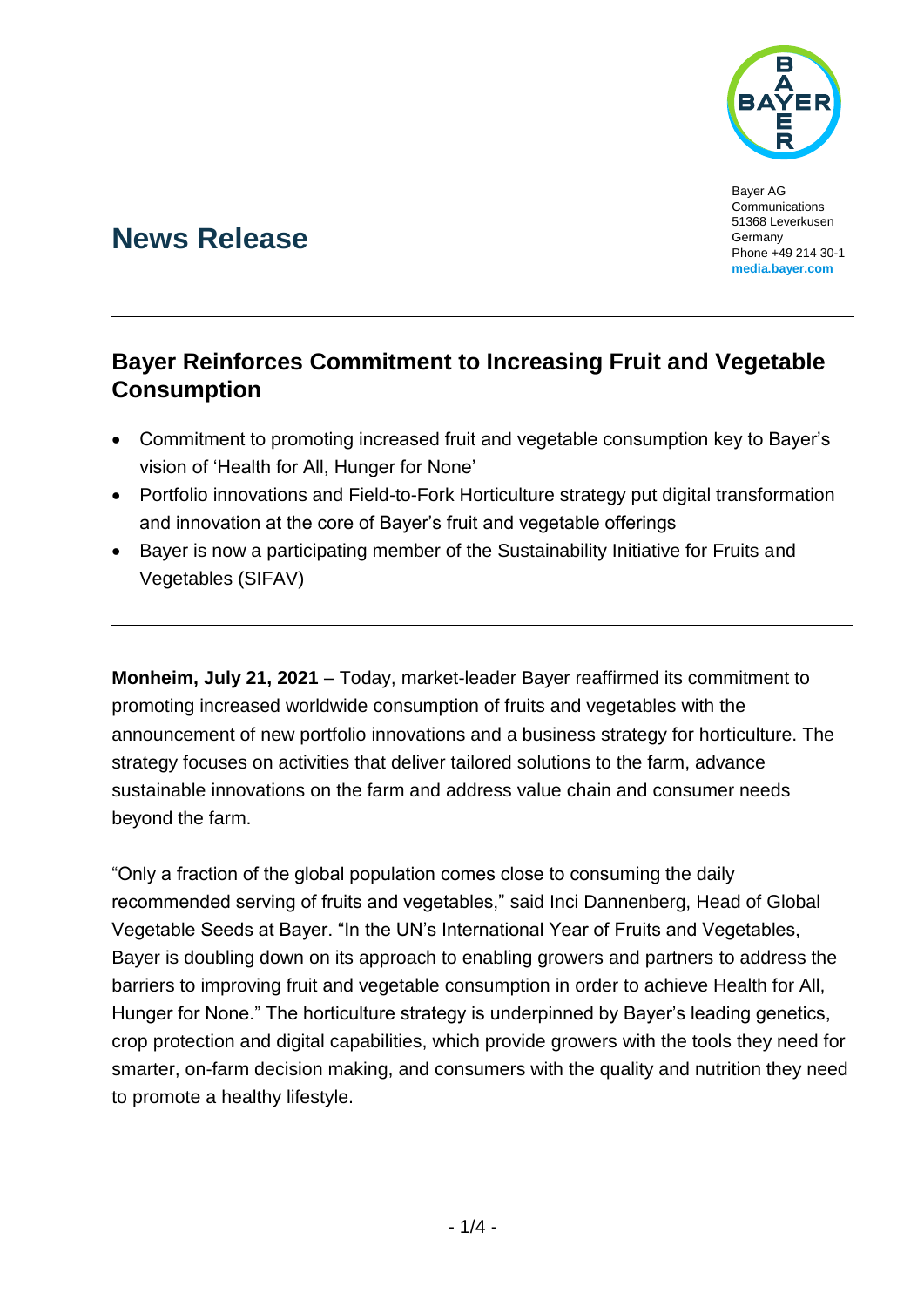Bayer AG
Communications
51368 Leverkusen
Germany
Phone +49 214 30-1
**media.bayer.com**

# News Release

## Bayer Reinforces Commitment to Increasing Fruit and Vegetable Consumption

- Commitment to promoting increased fruit and vegetable consumption key to Bayer's vision of 'Health for All, Hunger for None'
- Portfolio innovations and Field-to-Fork Horticulture strategy put digital transformation and innovation at the core of Bayer's fruit and vegetable offerings
- Bayer is now a participating member of the Sustainability Initiative for Fruits and Vegetables (SIFAV)

**Monheim, July 21, 2021** – Today, market-leader Bayer reaffirmed its commitment to promoting increased worldwide consumption of fruits and vegetables with the announcement of new portfolio innovations and a business strategy for horticulture. The strategy focuses on activities that deliver tailored solutions to the farm, advance sustainable innovations on the farm and address value chain and consumer needs beyond the farm.

"Only a fraction of the global population comes close to consuming the daily recommended serving of fruits and vegetables," said Inci Dannenberg, Head of Global Vegetable Seeds at Bayer. "In the UN's International Year of Fruits and Vegetables, Bayer is doubling down on its approach to enabling growers and partners to address the barriers to improving fruit and vegetable consumption in order to achieve Health for All, Hunger for None." The horticulture strategy is underpinned by Bayer's leading genetics, crop protection and digital capabilities, which provide growers with the tools they need for smarter, on-farm decision making, and consumers with the quality and nutrition they need to promote a healthy lifestyle.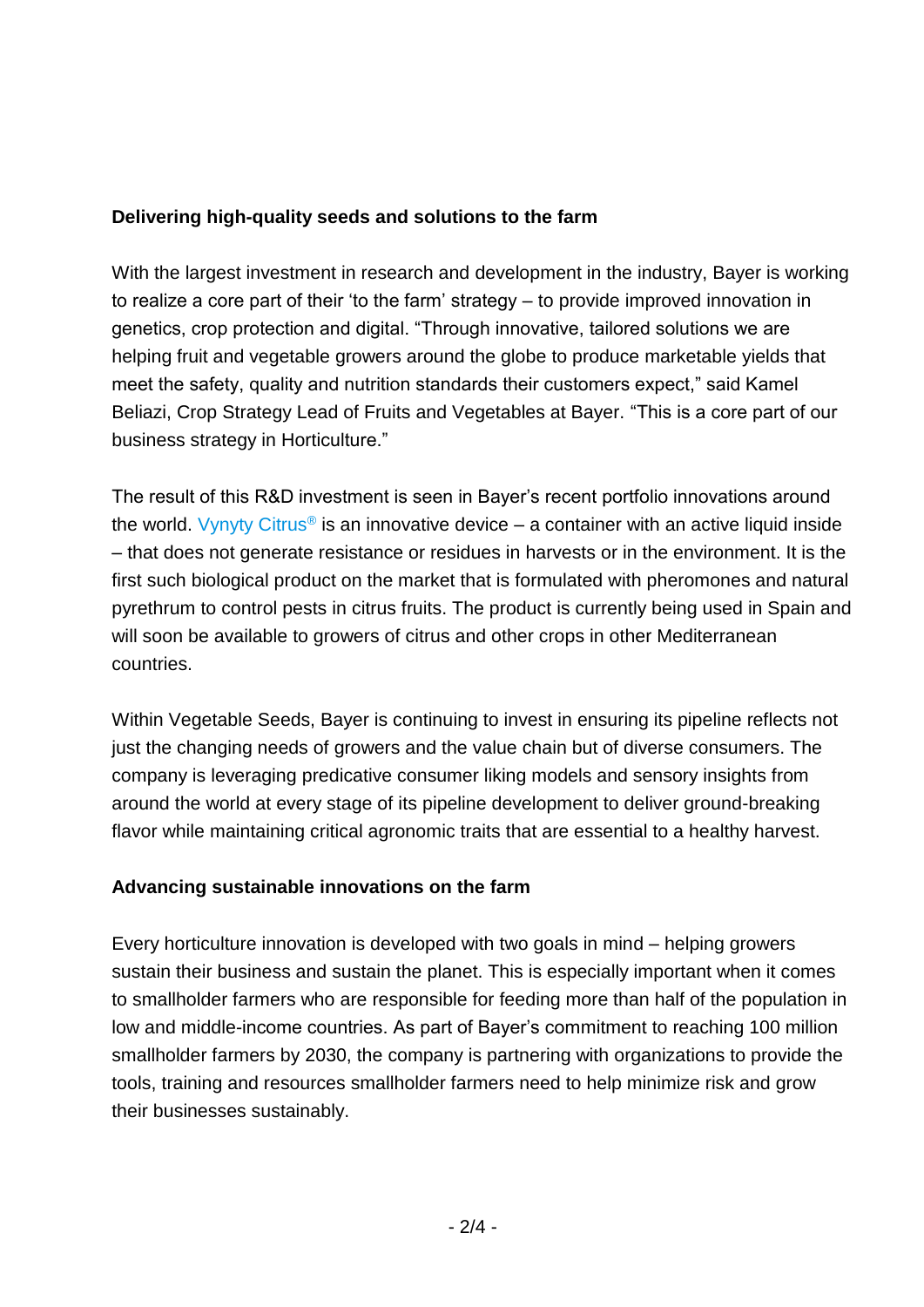**Delivering high-quality seeds and solutions to the farm**

With the largest investment in research and development in the industry, Bayer is working to realize a core part of their 'to the farm' strategy – to provide improved innovation in genetics, crop protection and digital. "Through innovative, tailored solutions we are helping fruit and vegetable growers around the globe to produce marketable yields that meet the safety, quality and nutrition standards their customers expect," said Kamel Beliazi, Crop Strategy Lead of Fruits and Vegetables at Bayer. "This is a core part of our business strategy in Horticulture."

The result of this R&D investment is seen in Bayer's recent portfolio innovations around the world. Vynyty Citrus® is an innovative device – a container with an active liquid inside – that does not generate resistance or residues in harvests or in the environment. It is the first such biological product on the market that is formulated with pheromones and natural pyrethrum to control pests in citrus fruits. The product is currently being used in Spain and will soon be available to growers of citrus and other crops in other Mediterranean countries.

Within Vegetable Seeds, Bayer is continuing to invest in ensuring its pipeline reflects not just the changing needs of growers and the value chain but of diverse consumers. The company is leveraging predicative consumer liking models and sensory insights from around the world at every stage of its pipeline development to deliver ground-breaking flavor while maintaining critical agronomic traits that are essential to a healthy harvest.

**Advancing sustainable innovations on the farm**

Every horticulture innovation is developed with two goals in mind – helping growers sustain their business and sustain the planet. This is especially important when it comes to smallholder farmers who are responsible for feeding more than half of the population in low and middle-income countries. As part of Bayer's commitment to reaching 100 million smallholder farmers by 2030, the company is partnering with organizations to provide the tools, training and resources smallholder farmers need to help minimize risk and grow their businesses sustainably.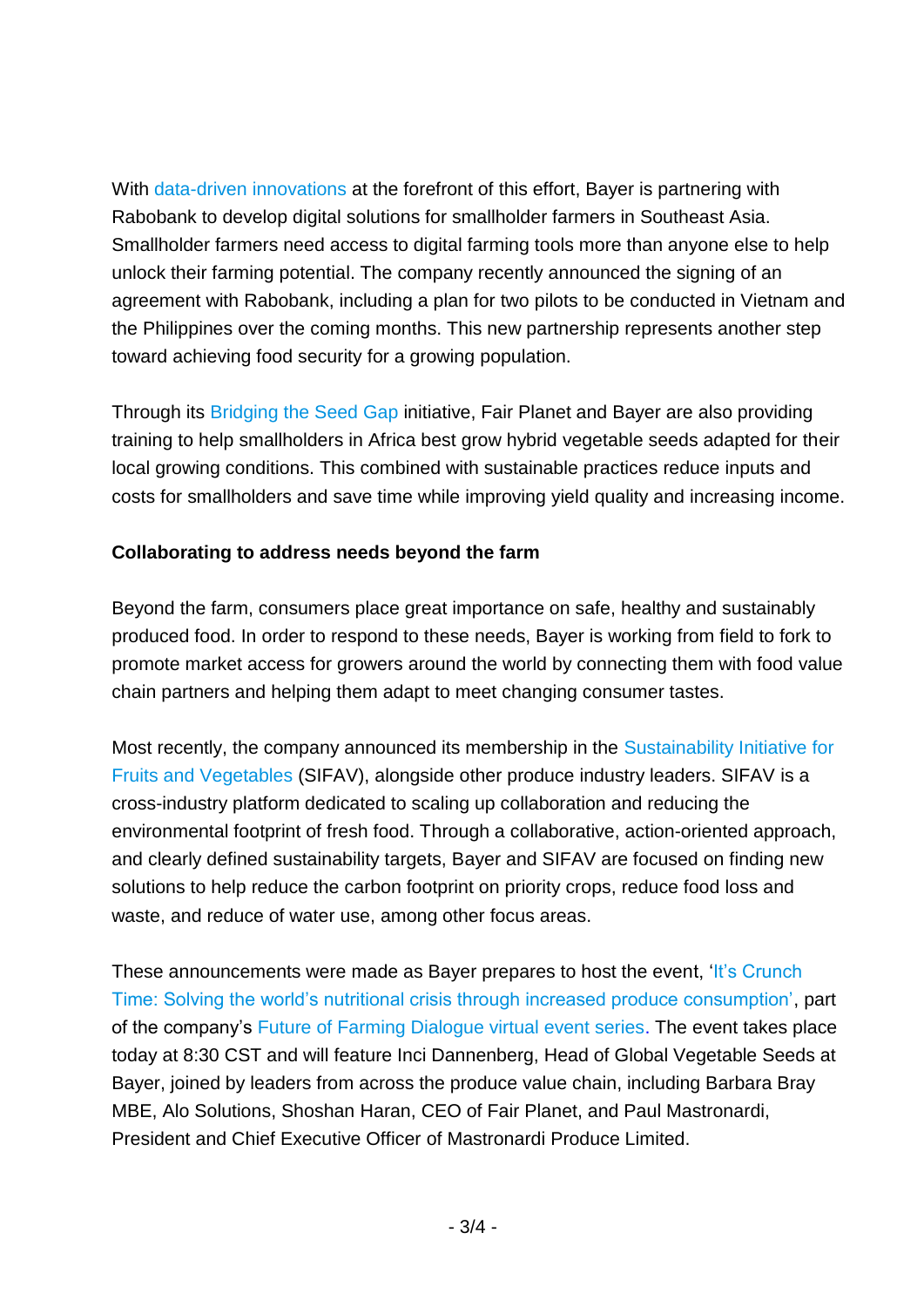With data-driven innovations at the forefront of this effort, Bayer is partnering with Rabobank to develop digital solutions for smallholder farmers in Southeast Asia. Smallholder farmers need access to digital farming tools more than anyone else to help unlock their farming potential. The company recently announced the signing of an agreement with Rabobank, including a plan for two pilots to be conducted in Vietnam and the Philippines over the coming months. This new partnership represents another step toward achieving food security for a growing population.

Through its Bridging the Seed Gap initiative, Fair Planet and Bayer are also providing training to help smallholders in Africa best grow hybrid vegetable seeds adapted for their local growing conditions. This combined with sustainable practices reduce inputs and costs for smallholders and save time while improving yield quality and increasing income.

**Collaborating to address needs beyond the farm**

Beyond the farm, consumers place great importance on safe, healthy and sustainably produced food. In order to respond to these needs, Bayer is working from field to fork to promote market access for growers around the world by connecting them with food value chain partners and helping them adapt to meet changing consumer tastes.

Most recently, the company announced its membership in the Sustainability Initiative for Fruits and Vegetables (SIFAV), alongside other produce industry leaders. SIFAV is a cross-industry platform dedicated to scaling up collaboration and reducing the environmental footprint of fresh food. Through a collaborative, action-oriented approach, and clearly defined sustainability targets, Bayer and SIFAV are focused on finding new solutions to help reduce the carbon footprint on priority crops, reduce food loss and waste, and reduce of water use, among other focus areas.

These announcements were made as Bayer prepares to host the event, 'It's Crunch Time: Solving the world's nutritional crisis through increased produce consumption', part of the company's Future of Farming Dialogue virtual event series. The event takes place today at 8:30 CST and will feature Inci Dannenberg, Head of Global Vegetable Seeds at Bayer, joined by leaders from across the produce value chain, including Barbara Bray MBE, Alo Solutions, Shoshan Haran, CEO of Fair Planet, and Paul Mastronardi, President and Chief Executive Officer of Mastronardi Produce Limited.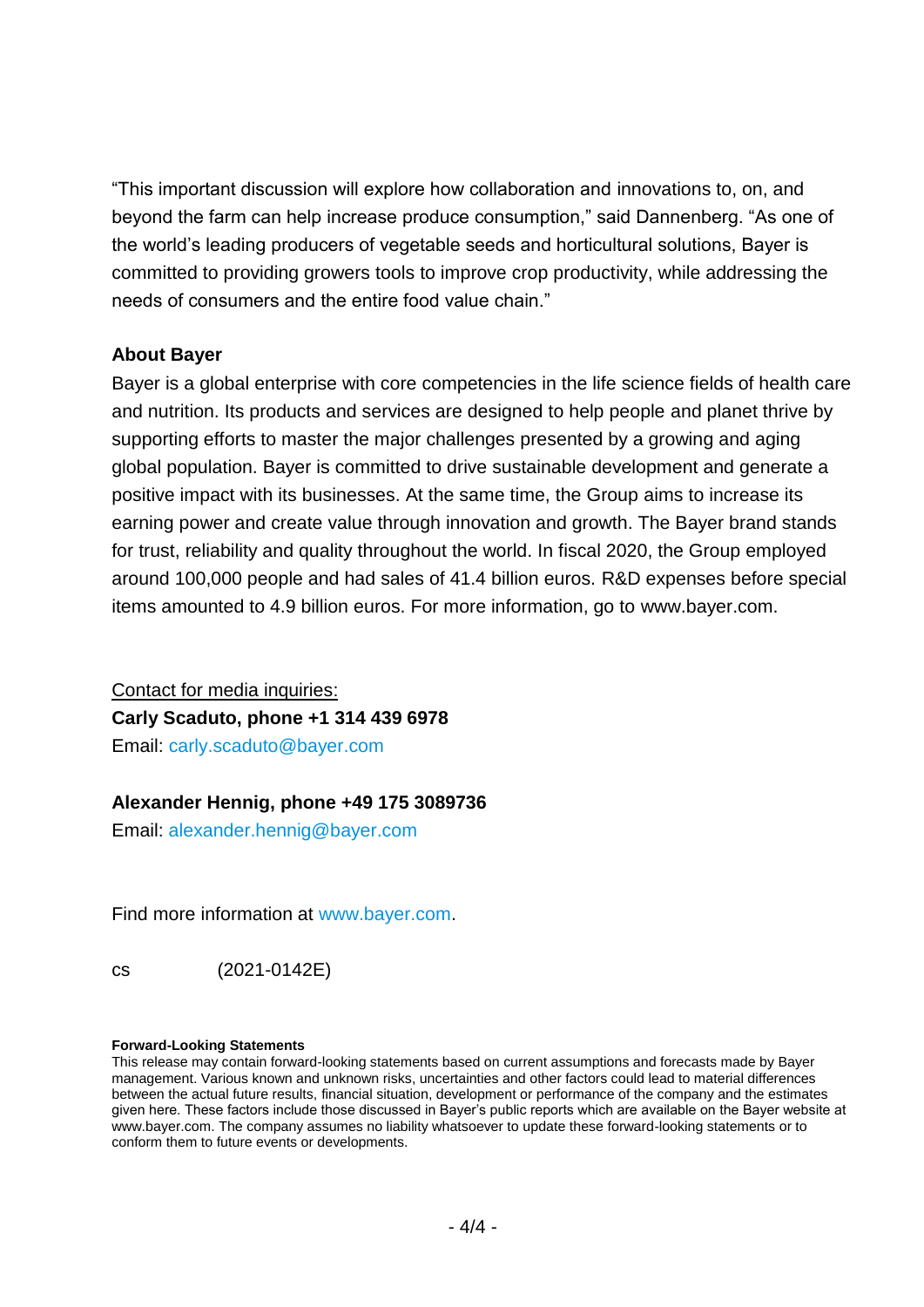"This important discussion will explore how collaboration and innovations to, on, and beyond the farm can help increase produce consumption," said Dannenberg. "As one of the world's leading producers of vegetable seeds and horticultural solutions, Bayer is committed to providing growers tools to improve crop productivity, while addressing the needs of consumers and the entire food value chain."

**About Bayer**

Bayer is a global enterprise with core competencies in the life science fields of health care and nutrition. Its products and services are designed to help people and planet thrive by supporting efforts to master the major challenges presented by a growing and aging global population. Bayer is committed to drive sustainable development and generate a positive impact with its businesses. At the same time, the Group aims to increase its earning power and create value through innovation and growth. The Bayer brand stands for trust, reliability and quality throughout the world. In fiscal 2020, the Group employed around 100,000 people and had sales of 41.4 billion euros. R&D expenses before special items amounted to 4.9 billion euros. For more information, go to www.bayer.com.

Contact for media inquiries:

**Carly Scaduto, phone +1 314 439 6978**
Email: carly.scaduto@bayer.com

**Alexander Hennig, phone +49 175 3089736**
Email: alexander.hennig@bayer.com

Find more information at www.bayer.com.

cs (2021-0142E)

**Forward-Looking Statements**

This release may contain forward-looking statements based on current assumptions and forecasts made by Bayer management. Various known and unknown risks, uncertainties and other factors could lead to material differences between the actual future results, financial situation, development or performance of the company and the estimates given here. These factors include those discussed in Bayer's public reports which are available on the Bayer website at www.bayer.com. The company assumes no liability whatsoever to update these forward-looking statements or to conform them to future events or developments.